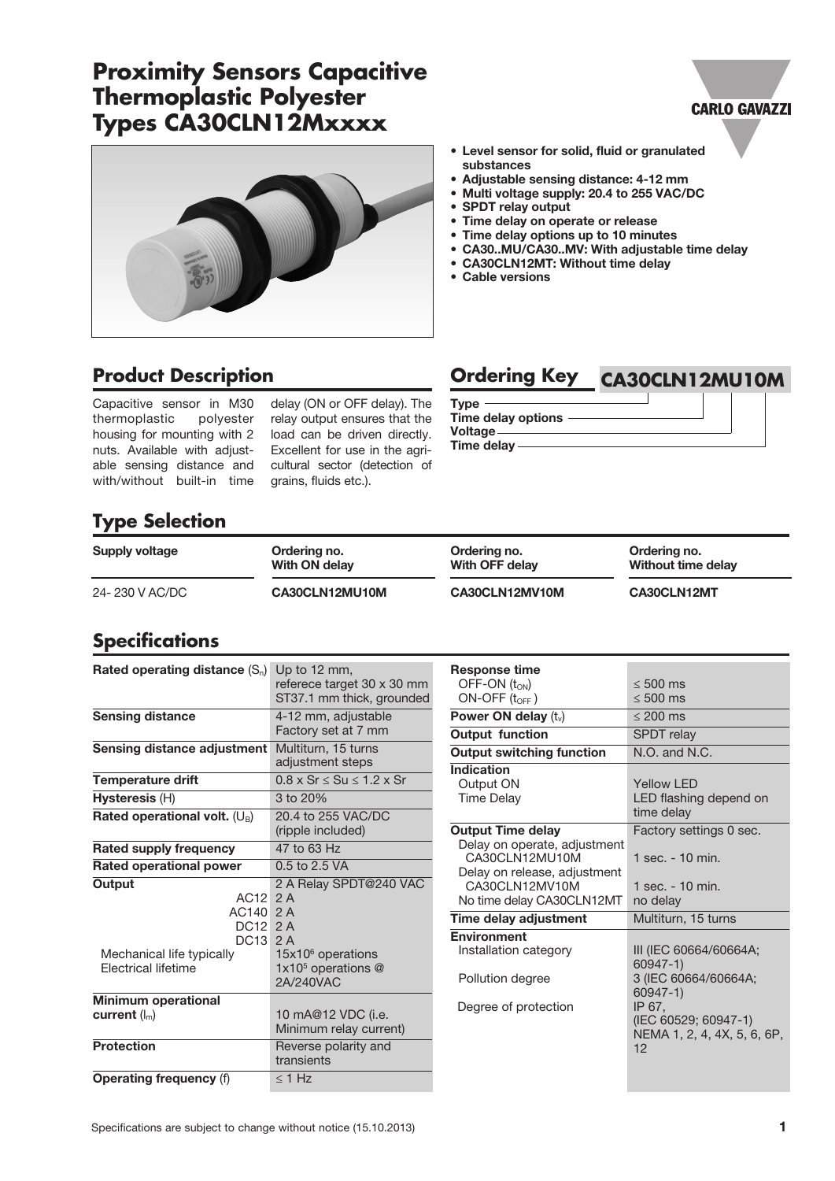# Proximity Sensors Capacitive Thermoplastic Polyester Types CA30CLN12Mxxxx

- Level sensor for solid, fluid or granulated substances
- Adjustable sensing distance: 4-12 mm
- Multi voltage supply: 20.4 to 255 VAC/DC
- SPDT relay output
- Time delay on operate or release
- Time delay options up to 10 minutes
- CA30..MU/CA30..MV: With adjustable time delay
- CA30CLN12MT: Without time delay
- Cable versions

## Product Description

Capacitive sensor in M30 thermoplastic polyester housing for mounting with 2 nuts. Available with adjustable sensing distance and with/without built-in time delay (ON or OFF delay). The relay output ensures that the load can be driven directly. Excellent for use in the agricultural sector (detection of grains, fluids etc.).

## Ordering Key

**CA30CLN12MU10M**

- Type
- Time delay options
- Voltage
- Time delay

## Type Selection

| Supply voltage | Ordering no. With ON delay | Ordering no. With OFF delay | Ordering no. Without time delay |
|---|---|---|---|
| 24- 230 V AC/DC | CA30CLN12MU10M | CA30CLN12MV10M | CA30CLN12MT |

## Specifications

| | |
|---|---|
| **Rated operating distance** ($S_n$) | Up to 12 mm, referece target 30 x 30 mm ST37.1 mm thick, grounded |
| **Sensing distance** | 4-12 mm, adjustable Factory set at 7 mm |
| **Sensing distance adjustment** | Multiturn, 15 turns adjustment steps |
| **Temperature drift** | $0.8 \times Sr \leq Su \leq 1.2 \times Sr$ |
| **Hysteresis** (H) | 3 to 20% |
| **Rated operational volt.** ($U_B$) | 20.4 to 255 VAC/DC (ripple included) |
| **Rated supply frequency** | 47 to 63 Hz |
| **Rated operational power** | 0.5 to 2.5 VA |
| **Output** | 2 A Relay SPDT@240 VAC |
| AC12 | 2 A |
| AC140 | 2 A |
| DC12 | 2 A |
| DC13 | 2 A |
| Mechanical life typically | $15 \times 10^6$ operations |
| Electrical lifetime | $1 \times 10^5$ operations @ 2A/240VAC |
| **Minimum operational current** ($I_m$) | 10 mA@12 VDC (i.e. Minimum relay current) |
| **Protection** | Reverse polarity and transients |
| **Operating frequency** (f) | ≤ 1 Hz |

| | |
|---|---|
| **Response time** | |
| OFF-ON ($t_{ON}$) | ≤ 500 ms |
| ON-OFF ($t_{OFF}$) | ≤ 500 ms |
| **Power ON delay** ($t_v$) | ≤ 200 ms |
| **Output function** | SPDT relay |
| **Output switching function** | N.O. and N.C. |
| **Indication** | |
| Output ON | Yellow LED |
| Time Delay | LED flashing depend on time delay |
| **Output Time delay** | Factory settings 0 sec. |
| Delay on operate, adjustment CA30CLN12MU10M | 1 sec. - 10 min. |
| Delay on release, adjustment CA30CLN12MV10M | 1 sec. - 10 min. |
| No time delay CA30CLN12MT | no delay |
| **Time delay adjustment** | Multiturn, 15 turns |
| **Environment** | |
| Installation category | III (IEC 60664/60664A; 60947-1) |
| Pollution degree | 3 (IEC 60664/60664A; 60947-1) |
| Degree of protection | IP 67, (IEC 60529; 60947-1) NEMA 1, 2, 4, 4X, 5, 6, 6P, 12 |

Specifications are subject to change without notice (15.10.2013)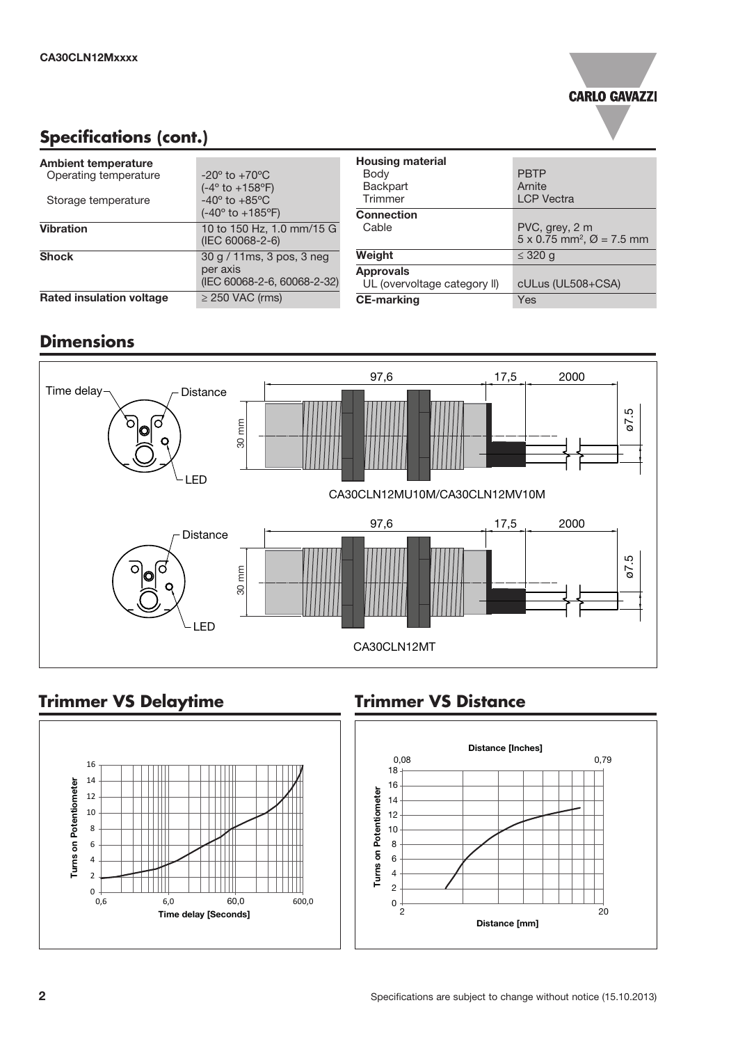## Specifications (cont.)

| | |
|---|---|
| **Ambient temperature** | |
| Operating temperature | -20° to +70°C (-4° to +158°F) |
| Storage temperature | -40° to +85°C (-40° to +185°F) |
| **Vibration** | 10 to 150 Hz, 1.0 mm/15 G (IEC 60068-2-6) |
| **Shock** | 30 g / 11ms, 3 pos, 3 neg per axis (IEC 60068-2-6, 60068-2-32) |
| **Rated insulation voltage** | ≥ 250 VAC (rms) |
| **Housing material** | |
| Body | PBTP |
| Backpart | Arnite |
| Trimmer | LCP Vectra |
| **Connection** | |
| Cable | PVC, grey, 2 m 5 x 0.75 mm², Ø = 7.5 mm |
| **Weight** | ≤ 320 g |
| **Approvals** | |
| UL (overvoltage category II) | cULus (UL508+CSA) |
| **CE-marking** | Yes |

## Dimensions

Time delay, Distance, LED

97,6 | 17,5 | 2000 | 30 mm | ø7.5

CA30CLN12MU10M/CA30CLN12MV10M

Distance, LED

97,6 | 17,5 | 2000 | 30 mm | ø7.5

CA30CLN12MT

## Trimmer VS Delaytime

Turns on Potentiometer (0–16) vs. Time delay [Seconds] (0,6 – 6,0 – 60,0 – 600,0)

## Trimmer VS Distance

Turns on Potentiometer (0–18) vs. Distance [mm] (2 – 20); Distance [Inches] (0,08 – 0,79)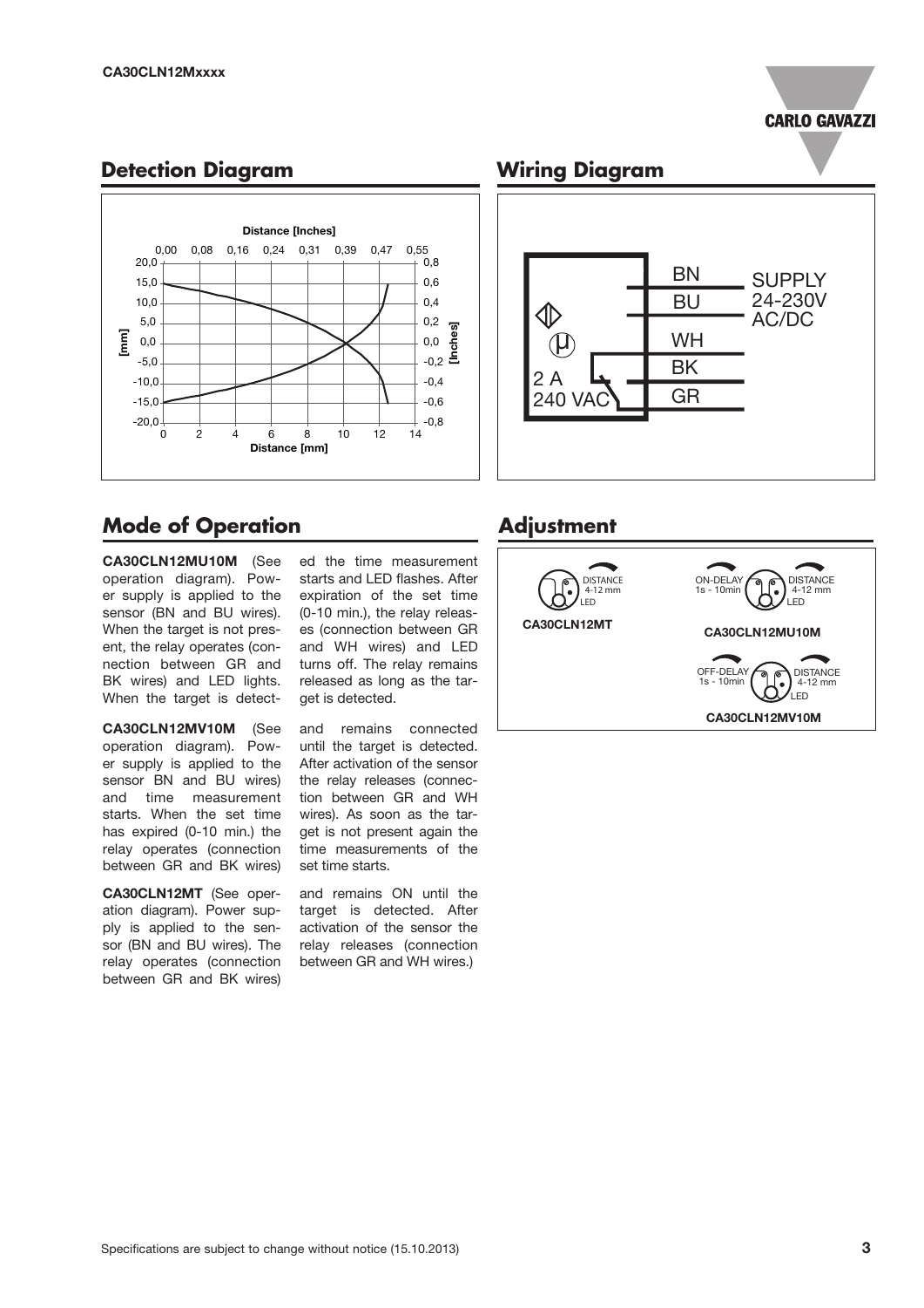## Detection Diagram

Distance [Inches]: 0,00 0,08 0,16 0,24 0,31 0,39 0,47 0,55

[mm]: 20,0 15,0 10,0 5,0 0,0 -5,0 -10,0 -15,0 -20,0

[Inches]: 0,8 0,6 0,4 0,2 0,0 -0,2 -0,4 -0,6 -0,8

Distance [mm]: 0 2 4 6 8 10 12 14

## Wiring Diagram

BN, BU: SUPPLY 24-230V AC/DC

WH, BK, GR

2 A 240 VAC

## Mode of Operation

**CA30CLN12MU10M** (See operation diagram). Power supply is applied to the sensor (BN and BU wires). When the target is not present, the relay operates (connection between GR and BK wires) and LED lights. When the target is detected the time measurement starts and LED flashes. After expiration of the set time (0-10 min.), the relay releases (connection between GR and WH wires) and LED turns off. The relay remains released as long as the target is detected.

**CA30CLN12MV10M** (See operation diagram). Power supply is applied to the sensor BN and BU wires) and time measurement starts. When the set time has expired (0-10 min.) the relay operates (connection between GR and BK wires) and remains connected until the target is detected. After activation of the sensor the relay releases (connection between GR and WH wires). As soon as the target is not present again the time measurements of the set time starts.

**CA30CLN12MT** (See operation diagram). Power supply is applied to the sensor (BN and BU wires). The relay operates (connection between GR and BK wires) and remains ON until the target is detected. After activation of the sensor the relay releases (connection between GR and WH wires.)

## Adjustment

**CA30CLN12MT**: DISTANCE 4-12 mm, LED

**CA30CLN12MU10M**: ON-DELAY 1s - 10min, DISTANCE 4-12 mm, LED

**CA30CLN12MV10M**: OFF-DELAY 1s - 10min, DISTANCE 4-12 mm, LED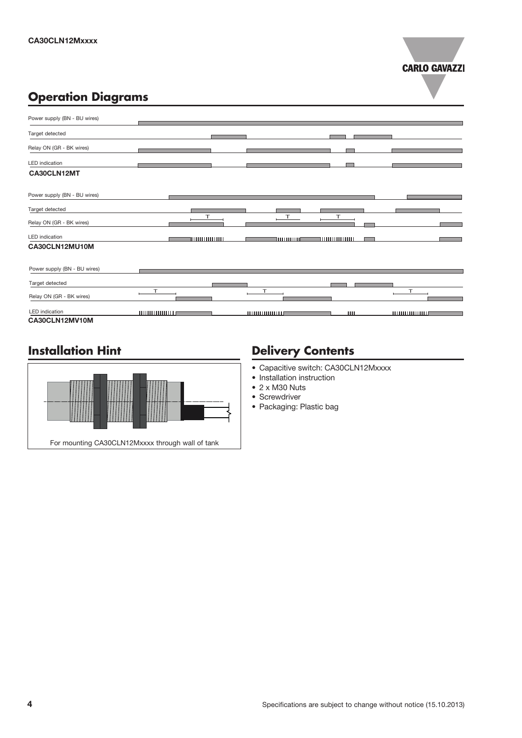## Operation Diagrams

Power supply (BN - BU wires)

Target detected

Relay ON (GR - BK wires)

LED indication

**CA30CLN12MT**

Power supply (BN - BU wires)

Target detected

T

T

T

Relay ON (GR - BK wires)

LED indication

**CA30CLN12MU10M**

Power supply (BN - BU wires)

Target detected

T

T

T

Relay ON (GR - BK wires)

LED indication

**CA30CLN12MV10M**

## Installation Hint

For mounting CA30CLN12Mxxxx through wall of tank

## Delivery Contents

- Capacitive switch: CA30CLN12Mxxxx
- Installation instruction
- 2 x M30 Nuts
- Screwdriver
- Packaging: Plastic bag

Specifications are subject to change without notice (15.10.2013)